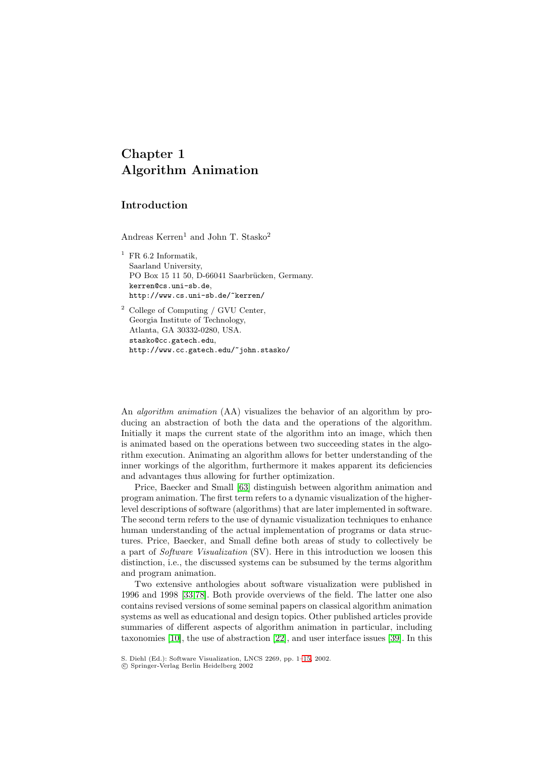# Chapter 1
# Algorithm Animation

## Introduction

Andreas Kerren[1] and John T. Stasko[2]

[1] FR 6.2 Informatik,
Saarland University,
PO Box 15 11 50, D-66041 Saarbrücken, Germany.
kerren@cs.uni-sb.de,
http://www.cs.uni-sb.de/~kerren/

[2] College of Computing / GVU Center,
Georgia Institute of Technology,
Atlanta, GA 30332-0280, USA.
stasko@cc.gatech.edu,
http://www.cc.gatech.edu/~john.stasko/

An *algorithm animation* (AA) visualizes the behavior of an algorithm by producing an abstraction of both the data and the operations of the algorithm. Initially it maps the current state of the algorithm into an image, which then is animated based on the operations between two succeeding states in the algorithm execution. Animating an algorithm allows for better understanding of the inner workings of the algorithm, furthermore it makes apparent its deficiencies and advantages thus allowing for further optimization.

Price, Baecker and Small [63] distinguish between algorithm animation and program animation. The first term refers to a dynamic visualization of the higher-level descriptions of software (algorithms) that are later implemented in software. The second term refers to the use of dynamic visualization techniques to enhance human understanding of the actual implementation of programs or data structures. Price, Baecker, and Small define both areas of study to collectively be a part of *Software Visualization* (SV). Here in this introduction we loosen this distinction, i.e., the discussed systems can be subsumed by the terms algorithm and program animation.

Two extensive anthologies about software visualization were published in 1996 and 1998 [33,78]. Both provide overviews of the field. The latter one also contains revised versions of some seminal papers on classical algorithm animation systems as well as educational and design topics. Other published articles provide summaries of different aspects of algorithm animation in particular, including taxonomies [10], the use of abstraction [22], and user interface issues [39]. In this

S. Diehl (Ed.): Software Visualization, LNCS 2269, pp. 1–15, 2002.
© Springer-Verlag Berlin Heidelberg 2002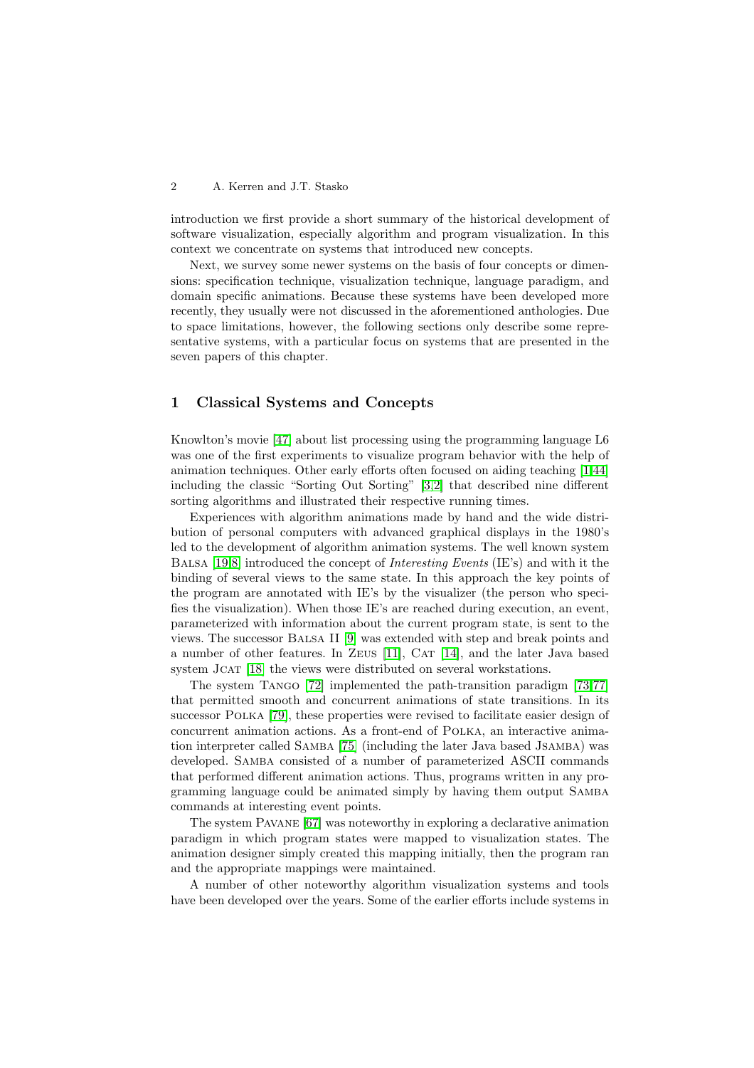introduction we first provide a short summary of the historical development of software visualization, especially algorithm and program visualization. In this context we concentrate on systems that introduced new concepts.

Next, we survey some newer systems on the basis of four concepts or dimensions: specification technique, visualization technique, language paradigm, and domain specific animations. Because these systems have been developed more recently, they usually were not discussed in the aforementioned anthologies. Due to space limitations, however, the following sections only describe some representative systems, with a particular focus on systems that are presented in the seven papers of this chapter.

## 1 Classical Systems and Concepts

Knowlton's movie [47] about list processing using the programming language L6 was one of the first experiments to visualize program behavior with the help of animation techniques. Other early efforts often focused on aiding teaching [1,44] including the classic "Sorting Out Sorting" [3,2] that described nine different sorting algorithms and illustrated their respective running times.

Experiences with algorithm animations made by hand and the wide distribution of personal computers with advanced graphical displays in the 1980's led to the development of algorithm animation systems. The well known system Balsa [19,8] introduced the concept of *Interesting Events* (IE's) and with it the binding of several views to the same state. In this approach the key points of the program are annotated with IE's by the visualizer (the person who specifies the visualization). When those IE's are reached during execution, an event, parameterized with information about the current program state, is sent to the views. The successor Balsa II [9] was extended with step and break points and a number of other features. In Zeus [11], Cat [14], and the later Java based system JCat [18] the views were distributed on several workstations.

The system Tango [72] implemented the path-transition paradigm [73,77] that permitted smooth and concurrent animations of state transitions. In its successor Polka [79], these properties were revised to facilitate easier design of concurrent animation actions. As a front-end of Polka, an interactive animation interpreter called Samba [75] (including the later Java based JSamba) was developed. Samba consisted of a number of parameterized ASCII commands that performed different animation actions. Thus, programs written in any programming language could be animated simply by having them output Samba commands at interesting event points.

The system Pavane [67] was noteworthy in exploring a declarative animation paradigm in which program states were mapped to visualization states. The animation designer simply created this mapping initially, then the program ran and the appropriate mappings were maintained.

A number of other noteworthy algorithm visualization systems and tools have been developed over the years. Some of the earlier efforts include systems in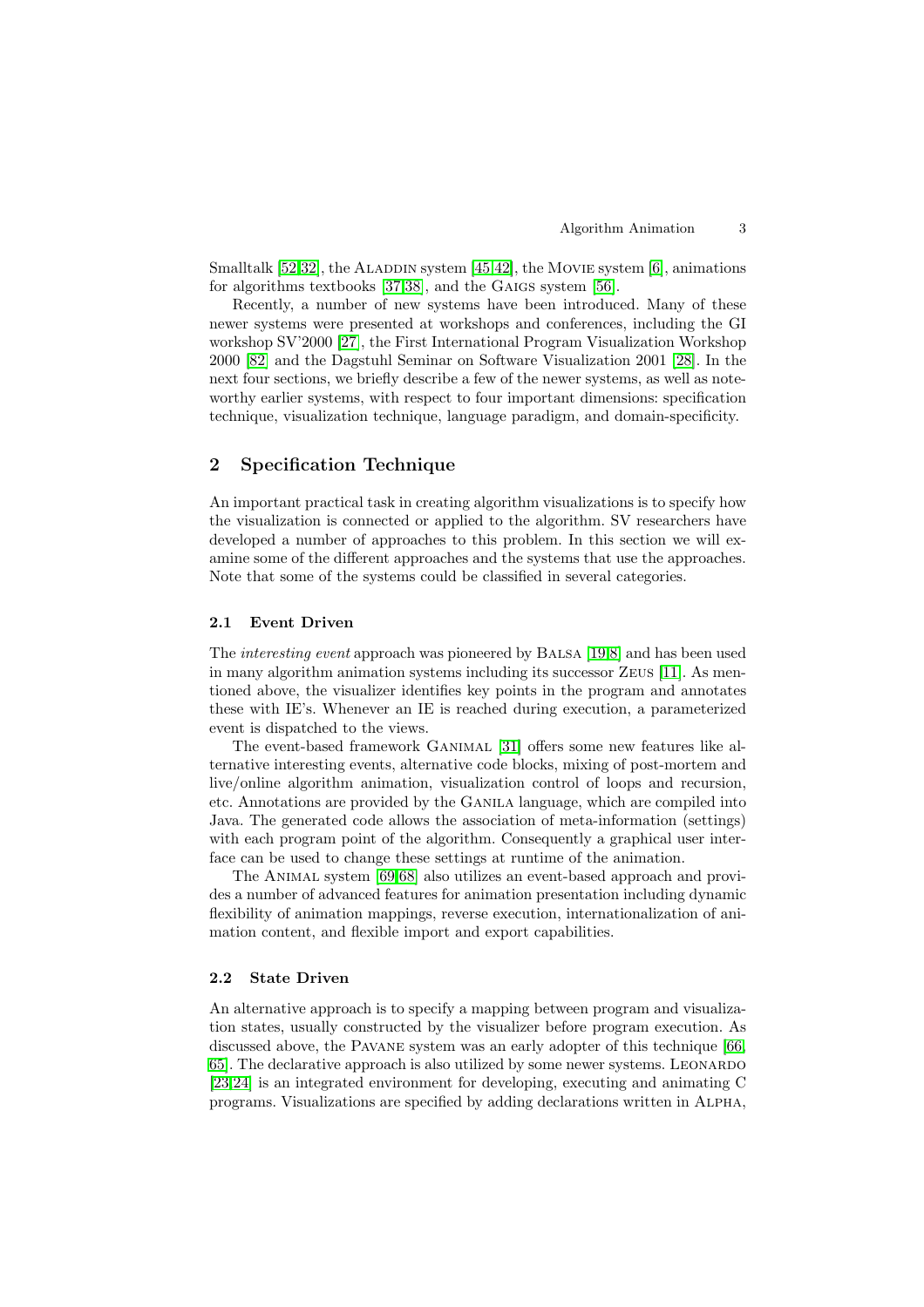Smalltalk [52,32], the Aladdin system [45,42], the Movie system [6], animations for algorithms textbooks [37,38], and the Gaigs system [56].

Recently, a number of new systems have been introduced. Many of these newer systems were presented at workshops and conferences, including the GI workshop SV'2000 [27], the First International Program Visualization Workshop 2000 [82] and the Dagstuhl Seminar on Software Visualization 2001 [28]. In the next four sections, we briefly describe a few of the newer systems, as well as noteworthy earlier systems, with respect to four important dimensions: specification technique, visualization technique, language paradigm, and domain-specificity.

## 2 Specification Technique

An important practical task in creating algorithm visualizations is to specify how the visualization is connected or applied to the algorithm. SV researchers have developed a number of approaches to this problem. In this section we will examine some of the different approaches and the systems that use the approaches. Note that some of the systems could be classified in several categories.

### 2.1 Event Driven

The *interesting event* approach was pioneered by Balsa [19,8] and has been used in many algorithm animation systems including its successor Zeus [11]. As mentioned above, the visualizer identifies key points in the program and annotates these with IE's. Whenever an IE is reached during execution, a parameterized event is dispatched to the views.

The event-based framework Ganimal [31] offers some new features like alternative interesting events, alternative code blocks, mixing of post-mortem and live/online algorithm animation, visualization control of loops and recursion, etc. Annotations are provided by the Ganila language, which are compiled into Java. The generated code allows the association of meta-information (settings) with each program point of the algorithm. Consequently a graphical user interface can be used to change these settings at runtime of the animation.

The Animal system [69,68] also utilizes an event-based approach and provides a number of advanced features for animation presentation including dynamic flexibility of animation mappings, reverse execution, internationalization of animation content, and flexible import and export capabilities.

### 2.2 State Driven

An alternative approach is to specify a mapping between program and visualization states, usually constructed by the visualizer before program execution. As discussed above, the Pavane system was an early adopter of this technique [66, 65]. The declarative approach is also utilized by some newer systems. Leonardo [23,24] is an integrated environment for developing, executing and animating C programs. Visualizations are specified by adding declarations written in Alpha,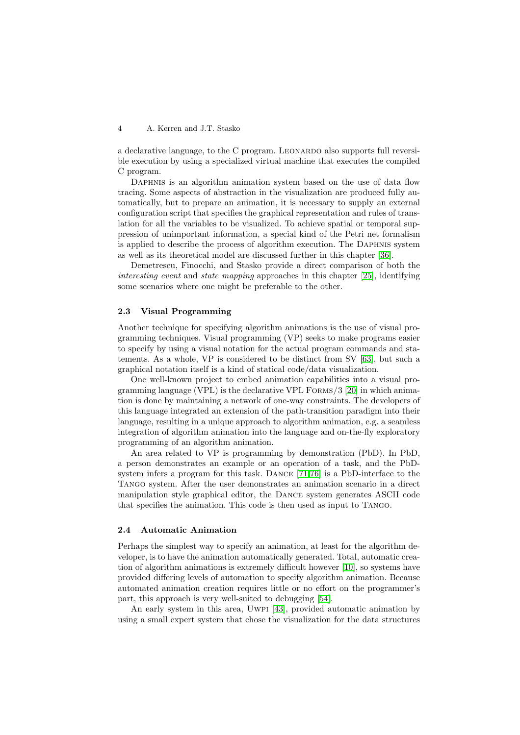a declarative language, to the C program. LEONARDO also supports full reversible execution by using a specialized virtual machine that executes the compiled C program.

DAPHNIS is an algorithm animation system based on the use of data flow tracing. Some aspects of abstraction in the visualization are produced fully automatically, but to prepare an animation, it is necessary to supply an external configuration script that specifies the graphical representation and rules of translation for all the variables to be visualized. To achieve spatial or temporal suppression of unimportant information, a special kind of the Petri net formalism is applied to describe the process of algorithm execution. The DAPHNIS system as well as its theoretical model are discussed further in this chapter [36].

Demetrescu, Finocchi, and Stasko provide a direct comparison of both the *interesting event* and *state mapping* approaches in this chapter [25], identifying some scenarios where one might be preferable to the other.

### 2.3 Visual Programming

Another technique for specifying algorithm animations is the use of visual programming techniques. Visual programming (VP) seeks to make programs easier to specify by using a visual notation for the actual program commands and statements. As a whole, VP is considered to be distinct from SV [63], but such a graphical notation itself is a kind of statical code/data visualization.

One well-known project to embed animation capabilities into a visual programming language (VPL) is the declarative VPL FORMS/3 [20] in which animation is done by maintaining a network of one-way constraints. The developers of this language integrated an extension of the path-transition paradigm into their language, resulting in a unique approach to algorithm animation, e.g. a seamless integration of algorithm animation into the language and on-the-fly exploratory programming of an algorithm animation.

An area related to VP is programming by demonstration (PbD). In PbD, a person demonstrates an example or an operation of a task, and the PbD-system infers a program for this task. DANCE [71,76] is a PbD-interface to the TANGO system. After the user demonstrates an animation scenario in a direct manipulation style graphical editor, the DANCE system generates ASCII code that specifies the animation. This code is then used as input to TANGO.

### 2.4 Automatic Animation

Perhaps the simplest way to specify an animation, at least for the algorithm developer, is to have the animation automatically generated. Total, automatic creation of algorithm animations is extremely difficult however [10], so systems have provided differing levels of automation to specify algorithm animation. Because automated animation creation requires little or no effort on the programmer's part, this approach is very well-suited to debugging [54].

An early system in this area, UWPI [43], provided automatic animation by using a small expert system that chose the visualization for the data structures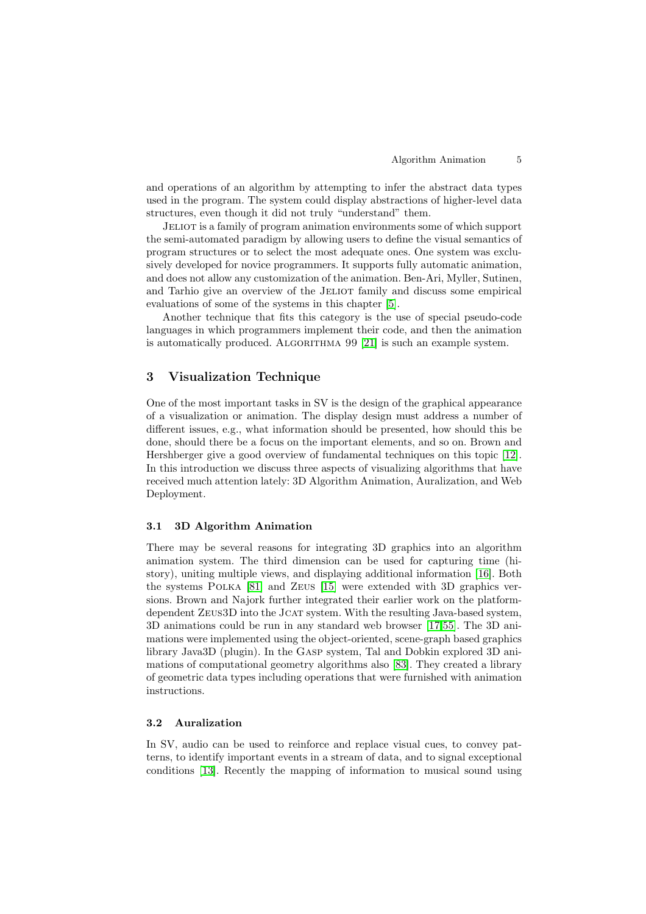and operations of an algorithm by attempting to infer the abstract data types used in the program. The system could display abstractions of higher-level data structures, even though it did not truly "understand" them.

Jeliot is a family of program animation environments some of which support the semi-automated paradigm by allowing users to define the visual semantics of program structures or to select the most adequate ones. One system was exclusively developed for novice programmers. It supports fully automatic animation, and does not allow any customization of the animation. Ben-Ari, Myller, Sutinen, and Tarhio give an overview of the Jeliot family and discuss some empirical evaluations of some of the systems in this chapter [5].

Another technique that fits this category is the use of special pseudo-code languages in which programmers implement their code, and then the animation is automatically produced. Algorithma 99 [21] is such an example system.

## 3 Visualization Technique

One of the most important tasks in SV is the design of the graphical appearance of a visualization or animation. The display design must address a number of different issues, e.g., what information should be presented, how should this be done, should there be a focus on the important elements, and so on. Brown and Hershberger give a good overview of fundamental techniques on this topic [12]. In this introduction we discuss three aspects of visualizing algorithms that have received much attention lately: 3D Algorithm Animation, Auralization, and Web Deployment.

### 3.1 3D Algorithm Animation

There may be several reasons for integrating 3D graphics into an algorithm animation system. The third dimension can be used for capturing time (history), uniting multiple views, and displaying additional information [16]. Both the systems Polka [81] and Zeus [15] were extended with 3D graphics versions. Brown and Najork further integrated their earlier work on the platform-dependent Zeus3D into the Jcat system. With the resulting Java-based system, 3D animations could be run in any standard web browser [17,55]. The 3D animations were implemented using the object-oriented, scene-graph based graphics library Java3D (plugin). In the Gasp system, Tal and Dobkin explored 3D animations of computational geometry algorithms also [83]. They created a library of geometric data types including operations that were furnished with animation instructions.

### 3.2 Auralization

In SV, audio can be used to reinforce and replace visual cues, to convey patterns, to identify important events in a stream of data, and to signal exceptional conditions [13]. Recently the mapping of information to musical sound using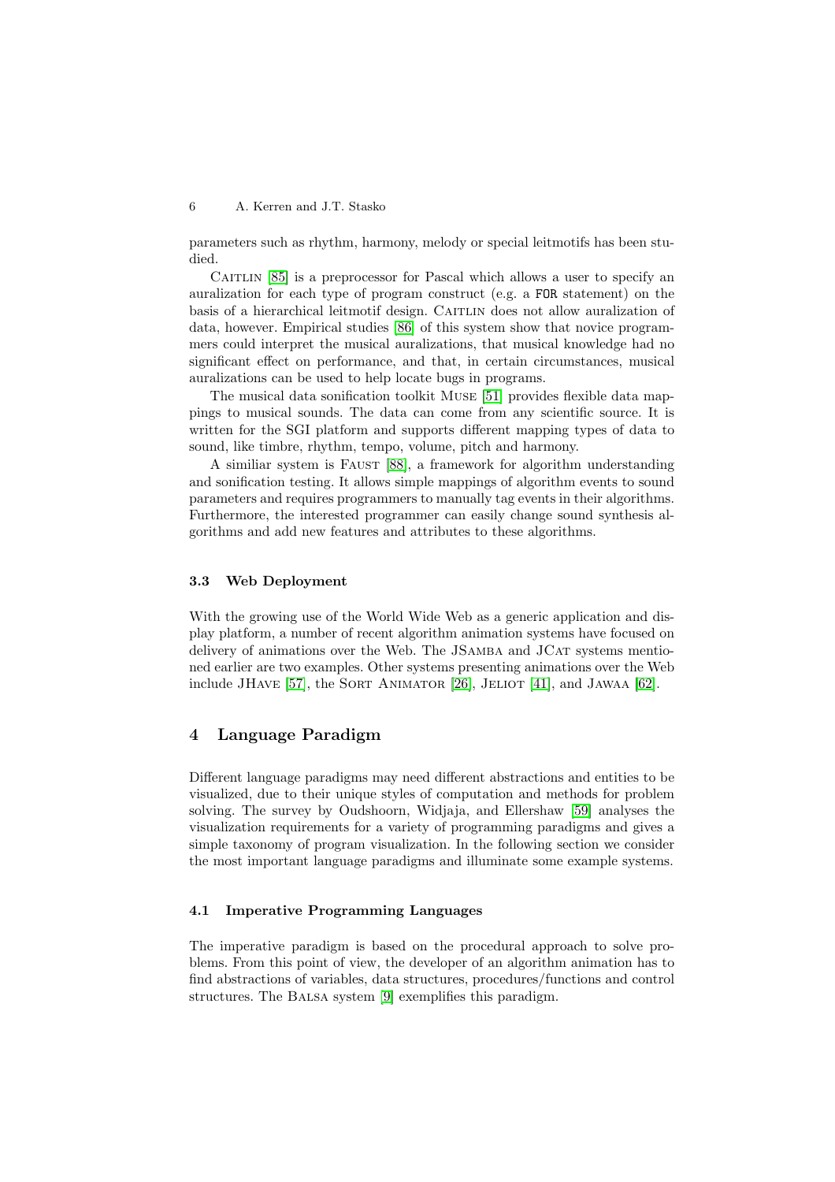parameters such as rhythm, harmony, melody or special leitmotifs has been studied.

CAITLIN [85] is a preprocessor for Pascal which allows a user to specify an auralization for each type of program construct (e.g. a FOR statement) on the basis of a hierarchical leitmotif design. CAITLIN does not allow auralization of data, however. Empirical studies [86] of this system show that novice programmers could interpret the musical auralizations, that musical knowledge had no significant effect on performance, and that, in certain circumstances, musical auralizations can be used to help locate bugs in programs.

The musical data sonification toolkit MUSE [51] provides flexible data mappings to musical sounds. The data can come from any scientific source. It is written for the SGI platform and supports different mapping types of data to sound, like timbre, rhythm, tempo, volume, pitch and harmony.

A similiar system is FAUST [88], a framework for algorithm understanding and sonification testing. It allows simple mappings of algorithm events to sound parameters and requires programmers to manually tag events in their algorithms. Furthermore, the interested programmer can easily change sound synthesis algorithms and add new features and attributes to these algorithms.

### 3.3 Web Deployment

With the growing use of the World Wide Web as a generic application and display platform, a number of recent algorithm animation systems have focused on delivery of animations over the Web. The JSAMBA and JCAT systems mentioned earlier are two examples. Other systems presenting animations over the Web include JHAVE [57], the SORT ANIMATOR [26], JELIOT [41], and JAWAA [62].

## 4 Language Paradigm

Different language paradigms may need different abstractions and entities to be visualized, due to their unique styles of computation and methods for problem solving. The survey by Oudshoorn, Widjaja, and Ellershaw [59] analyses the visualization requirements for a variety of programming paradigms and gives a simple taxonomy of program visualization. In the following section we consider the most important language paradigms and illuminate some example systems.

### 4.1 Imperative Programming Languages

The imperative paradigm is based on the procedural approach to solve problems. From this point of view, the developer of an algorithm animation has to find abstractions of variables, data structures, procedures/functions and control structures. The BALSA system [9] exemplifies this paradigm.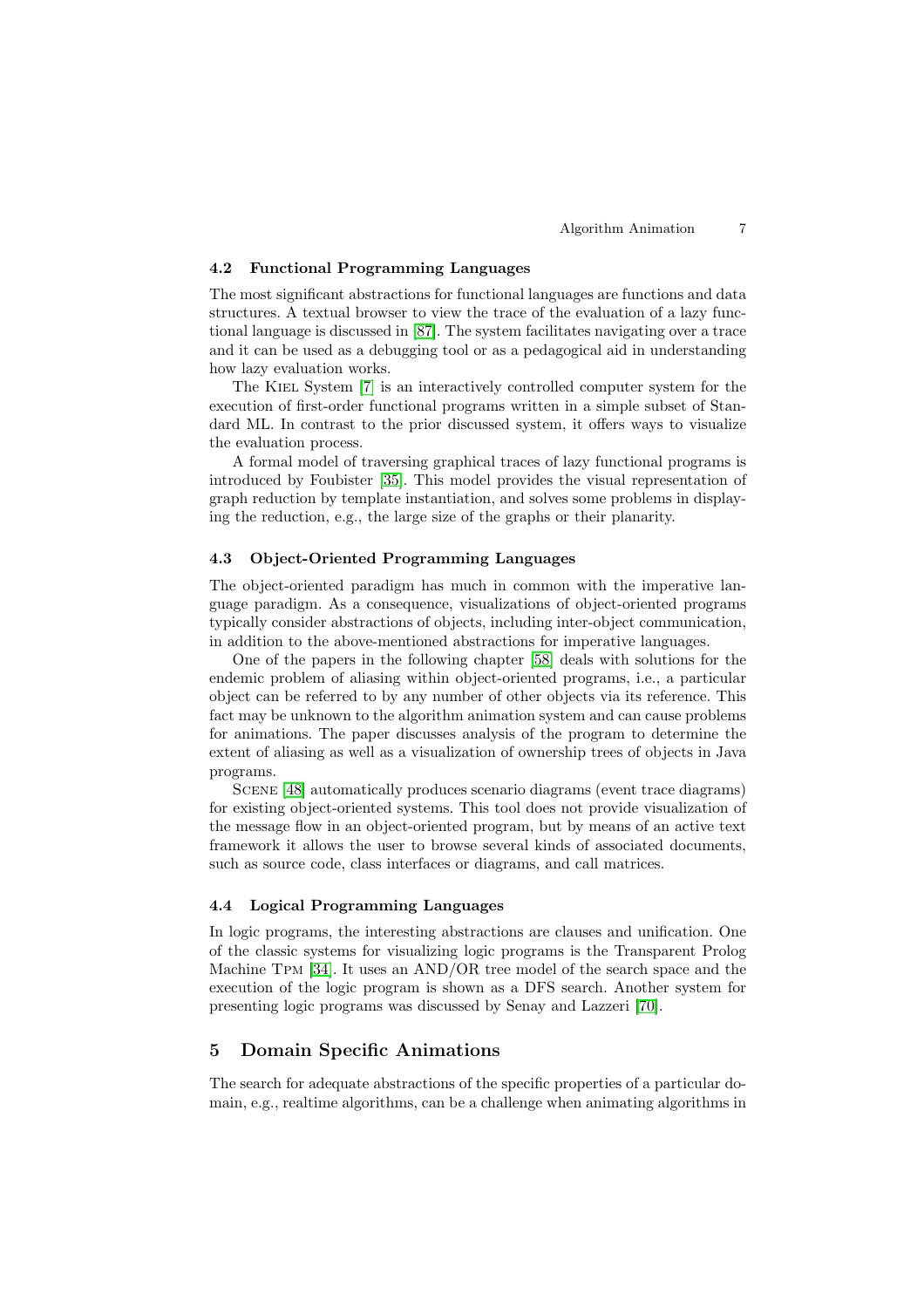### 4.2 Functional Programming Languages

The most significant abstractions for functional languages are functions and data structures. A textual browser to view the trace of the evaluation of a lazy functional language is discussed in [87]. The system facilitates navigating over a trace and it can be used as a debugging tool or as a pedagogical aid in understanding how lazy evaluation works.

The Kiel System [7] is an interactively controlled computer system for the execution of first-order functional programs written in a simple subset of Standard ML. In contrast to the prior discussed system, it offers ways to visualize the evaluation process.

A formal model of traversing graphical traces of lazy functional programs is introduced by Foubister [35]. This model provides the visual representation of graph reduction by template instantiation, and solves some problems in displaying the reduction, e.g., the large size of the graphs or their planarity.

### 4.3 Object-Oriented Programming Languages

The object-oriented paradigm has much in common with the imperative language paradigm. As a consequence, visualizations of object-oriented programs typically consider abstractions of objects, including inter-object communication, in addition to the above-mentioned abstractions for imperative languages.

One of the papers in the following chapter [58] deals with solutions for the endemic problem of aliasing within object-oriented programs, i.e., a particular object can be referred to by any number of other objects via its reference. This fact may be unknown to the algorithm animation system and can cause problems for animations. The paper discusses analysis of the program to determine the extent of aliasing as well as a visualization of ownership trees of objects in Java programs.

Scene [48] automatically produces scenario diagrams (event trace diagrams) for existing object-oriented systems. This tool does not provide visualization of the message flow in an object-oriented program, but by means of an active text framework it allows the user to browse several kinds of associated documents, such as source code, class interfaces or diagrams, and call matrices.

### 4.4 Logical Programming Languages

In logic programs, the interesting abstractions are clauses and unification. One of the classic systems for visualizing logic programs is the Transparent Prolog Machine Tpm [34]. It uses an AND/OR tree model of the search space and the execution of the logic program is shown as a DFS search. Another system for presenting logic programs was discussed by Senay and Lazzeri [70].

## 5 Domain Specific Animations

The search for adequate abstractions of the specific properties of a particular domain, e.g., realtime algorithms, can be a challenge when animating algorithms in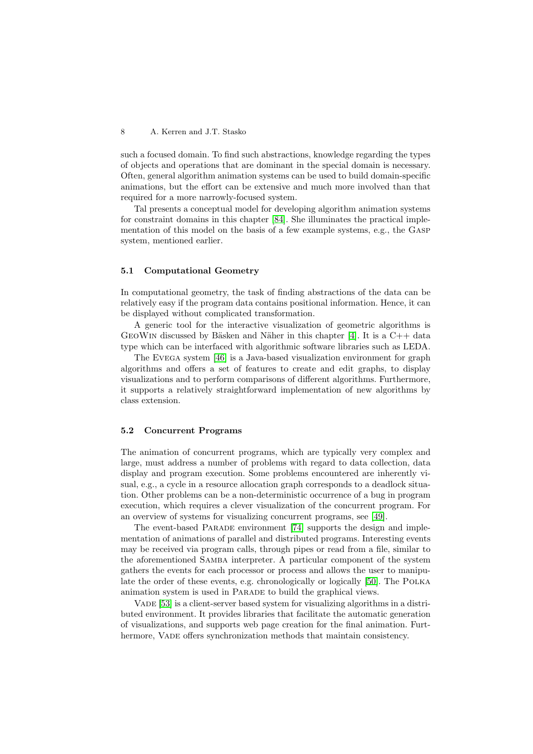such a focused domain. To find such abstractions, knowledge regarding the types of objects and operations that are dominant in the special domain is necessary. Often, general algorithm animation systems can be used to build domain-specific animations, but the effort can be extensive and much more involved than that required for a more narrowly-focused system.

Tal presents a conceptual model for developing algorithm animation systems for constraint domains in this chapter [84]. She illuminates the practical implementation of this model on the basis of a few example systems, e.g., the Gasp system, mentioned earlier.

### 5.1 Computational Geometry

In computational geometry, the task of finding abstractions of the data can be relatively easy if the program data contains positional information. Hence, it can be displayed without complicated transformation.

A generic tool for the interactive visualization of geometric algorithms is GeoWin discussed by Bäsken and Näher in this chapter [4]. It is a C++ data type which can be interfaced with algorithmic software libraries such as LEDA.

The Evega system [46] is a Java-based visualization environment for graph algorithms and offers a set of features to create and edit graphs, to display visualizations and to perform comparisons of different algorithms. Furthermore, it supports a relatively straightforward implementation of new algorithms by class extension.

### 5.2 Concurrent Programs

The animation of concurrent programs, which are typically very complex and large, must address a number of problems with regard to data collection, data display and program execution. Some problems encountered are inherently visual, e.g., a cycle in a resource allocation graph corresponds to a deadlock situation. Other problems can be a non-deterministic occurrence of a bug in program execution, which requires a clever visualization of the concurrent program. For an overview of systems for visualizing concurrent programs, see [49].

The event-based Parade environment [74] supports the design and implementation of animations of parallel and distributed programs. Interesting events may be received via program calls, through pipes or read from a file, similar to the aforementioned Samba interpreter. A particular component of the system gathers the events for each processor or process and allows the user to manipulate the order of these events, e.g. chronologically or logically [50]. The Polka animation system is used in Parade to build the graphical views.

Vade [53] is a client-server based system for visualizing algorithms in a distributed environment. It provides libraries that facilitate the automatic generation of visualizations, and supports web page creation for the final animation. Furthermore, Vade offers synchronization methods that maintain consistency.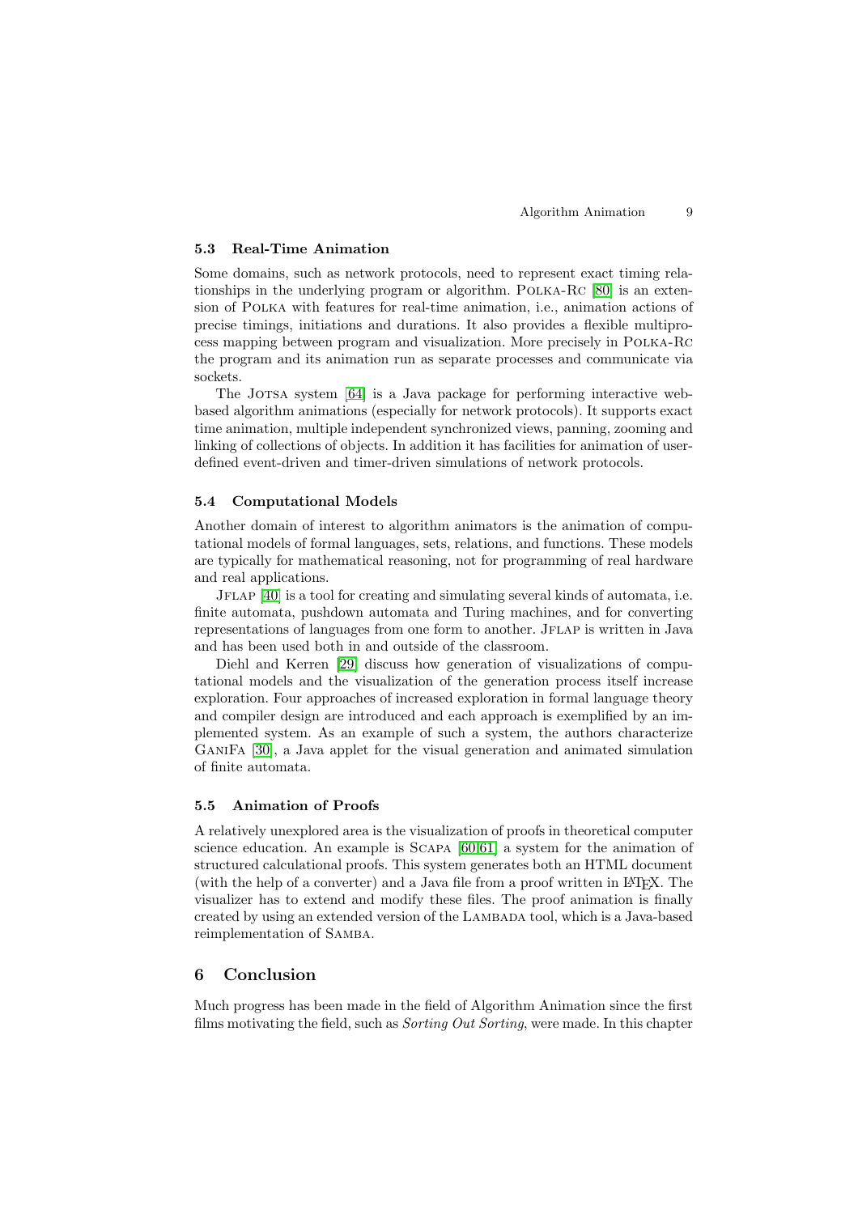### 5.3 Real-Time Animation

Some domains, such as network protocols, need to represent exact timing relationships in the underlying program or algorithm. Polka-Rc [80] is an extension of Polka with features for real-time animation, i.e., animation actions of precise timings, initiations and durations. It also provides a flexible multiprocess mapping between program and visualization. More precisely in Polka-Rc the program and its animation run as separate processes and communicate via sockets.

The Jotsa system [64] is a Java package for performing interactive web-based algorithm animations (especially for network protocols). It supports exact time animation, multiple independent synchronized views, panning, zooming and linking of collections of objects. In addition it has facilities for animation of user-defined event-driven and timer-driven simulations of network protocols.

### 5.4 Computational Models

Another domain of interest to algorithm animators is the animation of computational models of formal languages, sets, relations, and functions. These models are typically for mathematical reasoning, not for programming of real hardware and real applications.

Jflap [40] is a tool for creating and simulating several kinds of automata, i.e. finite automata, pushdown automata and Turing machines, and for converting representations of languages from one form to another. Jflap is written in Java and has been used both in and outside of the classroom.

Diehl and Kerren [29] discuss how generation of visualizations of computational models and the visualization of the generation process itself increase exploration. Four approaches of increased exploration in formal language theory and compiler design are introduced and each approach is exemplified by an implemented system. As an example of such a system, the authors characterize GaniFa [30], a Java applet for the visual generation and animated simulation of finite automata.

### 5.5 Animation of Proofs

A relatively unexplored area is the visualization of proofs in theoretical computer science education. An example is Scapa [60,61] a system for the animation of structured calculational proofs. This system generates both an HTML document (with the help of a converter) and a Java file from a proof written in LaTeX. The visualizer has to extend and modify these files. The proof animation is finally created by using an extended version of the Lambada tool, which is a Java-based reimplementation of Samba.

## 6 Conclusion

Much progress has been made in the field of Algorithm Animation since the first films motivating the field, such as *Sorting Out Sorting*, were made. In this chapter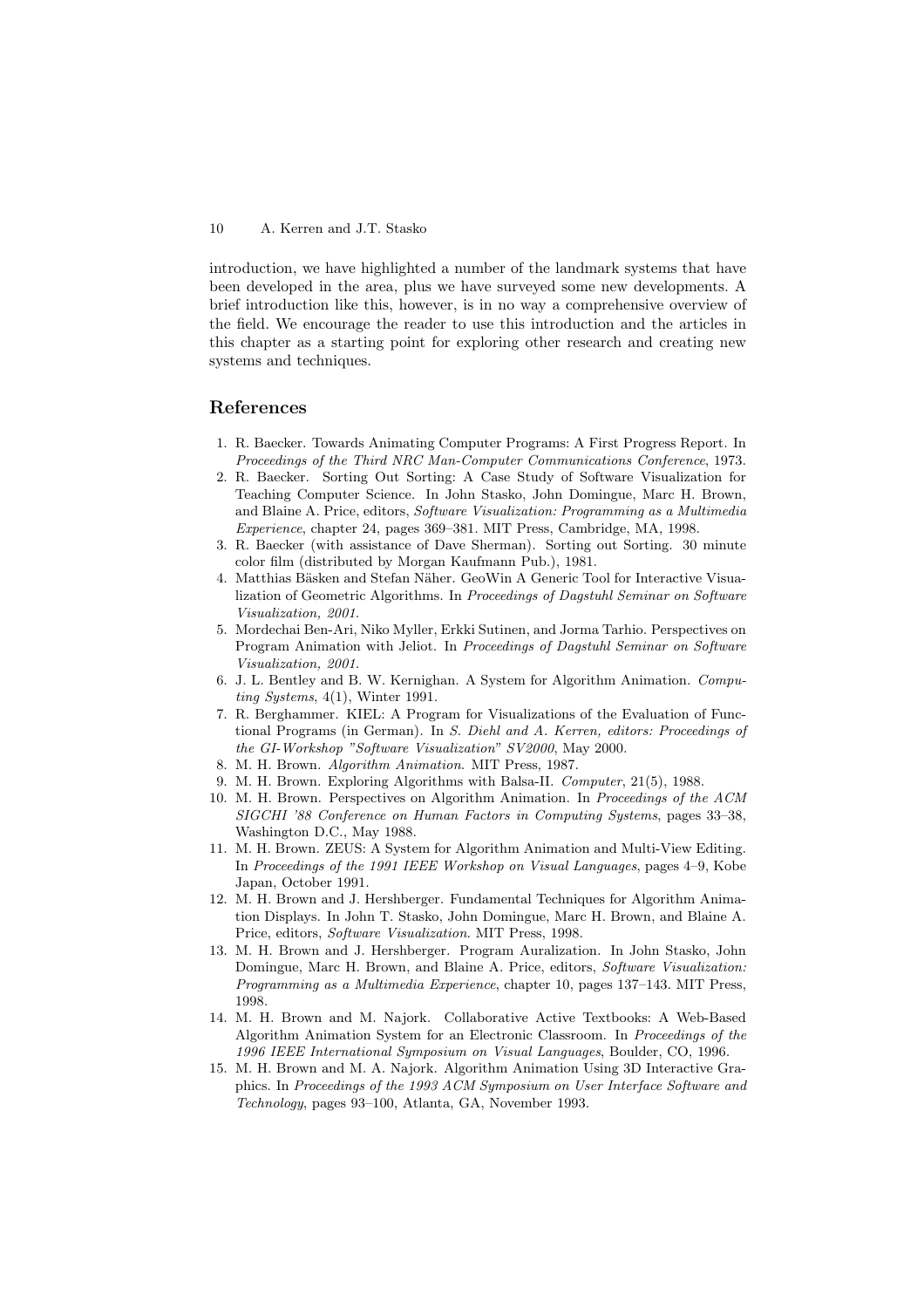introduction, we have highlighted a number of the landmark systems that have been developed in the area, plus we have surveyed some new developments. A brief introduction like this, however, is in no way a comprehensive overview of the field. We encourage the reader to use this introduction and the articles in this chapter as a starting point for exploring other research and creating new systems and techniques.

## References

1. R. Baecker. Towards Animating Computer Programs: A First Progress Report. In *Proceedings of the Third NRC Man-Computer Communications Conference*, 1973.
2. R. Baecker. Sorting Out Sorting: A Case Study of Software Visualization for Teaching Computer Science. In John Stasko, John Domingue, Marc H. Brown, and Blaine A. Price, editors, *Software Visualization: Programming as a Multimedia Experience*, chapter 24, pages 369–381. MIT Press, Cambridge, MA, 1998.
3. R. Baecker (with assistance of Dave Sherman). Sorting out Sorting. 30 minute color film (distributed by Morgan Kaufmann Pub.), 1981.
4. Matthias Bäsken and Stefan Näher. GeoWin A Generic Tool for Interactive Visualization of Geometric Algorithms. In *Proceedings of Dagstuhl Seminar on Software Visualization, 2001*.
5. Mordechai Ben-Ari, Niko Myller, Erkki Sutinen, and Jorma Tarhio. Perspectives on Program Animation with Jeliot. In *Proceedings of Dagstuhl Seminar on Software Visualization, 2001*.
6. J. L. Bentley and B. W. Kernighan. A System for Algorithm Animation. *Computing Systems*, 4(1), Winter 1991.
7. R. Berghammer. KIEL: A Program for Visualizations of the Evaluation of Functional Programs (in German). In *S. Diehl and A. Kerren, editors: Proceedings of the GI-Workshop "Software Visualization" SV2000*, May 2000.
8. M. H. Brown. *Algorithm Animation*. MIT Press, 1987.
9. M. H. Brown. Exploring Algorithms with Balsa-II. *Computer*, 21(5), 1988.
10. M. H. Brown. Perspectives on Algorithm Animation. In *Proceedings of the ACM SIGCHI '88 Conference on Human Factors in Computing Systems*, pages 33–38, Washington D.C., May 1988.
11. M. H. Brown. ZEUS: A System for Algorithm Animation and Multi-View Editing. In *Proceedings of the 1991 IEEE Workshop on Visual Languages*, pages 4–9, Kobe Japan, October 1991.
12. M. H. Brown and J. Hershberger. Fundamental Techniques for Algorithm Animation Displays. In John T. Stasko, John Domingue, Marc H. Brown, and Blaine A. Price, editors, *Software Visualization*. MIT Press, 1998.
13. M. H. Brown and J. Hershberger. Program Auralization. In John Stasko, John Domingue, Marc H. Brown, and Blaine A. Price, editors, *Software Visualization: Programming as a Multimedia Experience*, chapter 10, pages 137–143. MIT Press, 1998.
14. M. H. Brown and M. Najork. Collaborative Active Textbooks: A Web-Based Algorithm Animation System for an Electronic Classroom. In *Proceedings of the 1996 IEEE International Symposium on Visual Languages*, Boulder, CO, 1996.
15. M. H. Brown and M. A. Najork. Algorithm Animation Using 3D Interactive Graphics. In *Proceedings of the 1993 ACM Symposium on User Interface Software and Technology*, pages 93–100, Atlanta, GA, November 1993.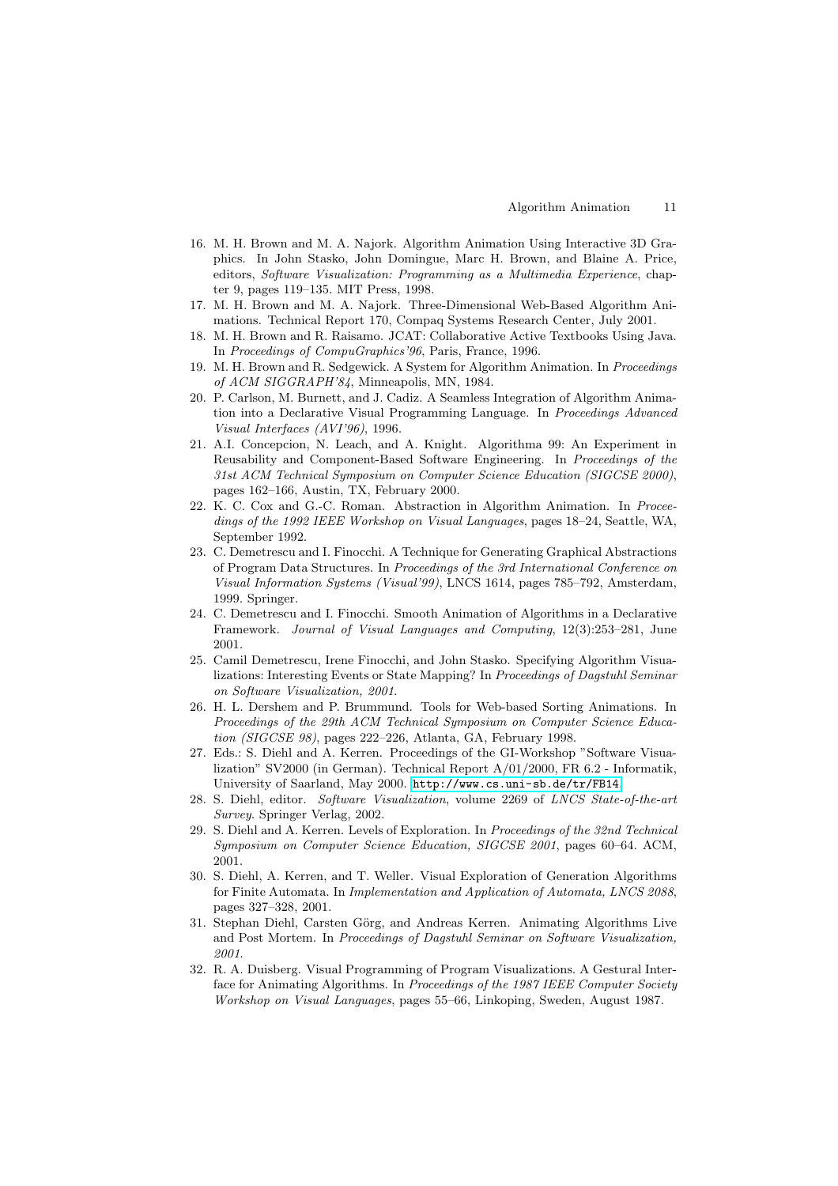16. M. H. Brown and M. A. Najork. Algorithm Animation Using Interactive 3D Graphics. In John Stasko, John Domingue, Marc H. Brown, and Blaine A. Price, editors, *Software Visualization: Programming as a Multimedia Experience*, chapter 9, pages 119–135. MIT Press, 1998.
17. M. H. Brown and M. A. Najork. Three-Dimensional Web-Based Algorithm Animations. Technical Report 170, Compaq Systems Research Center, July 2001.
18. M. H. Brown and R. Raisamo. JCAT: Collaborative Active Textbooks Using Java. In *Proceedings of CompuGraphics'96*, Paris, France, 1996.
19. M. H. Brown and R. Sedgewick. A System for Algorithm Animation. In *Proceedings of ACM SIGGRAPH'84*, Minneapolis, MN, 1984.
20. P. Carlson, M. Burnett, and J. Cadiz. A Seamless Integration of Algorithm Animation into a Declarative Visual Programming Language. In *Proceedings Advanced Visual Interfaces (AVI'96)*, 1996.
21. A.I. Concepcion, N. Leach, and A. Knight. Algorithma 99: An Experiment in Reusability and Component-Based Software Engineering. In *Proceedings of the 31st ACM Technical Symposium on Computer Science Education (SIGCSE 2000)*, pages 162–166, Austin, TX, February 2000.
22. K. C. Cox and G.-C. Roman. Abstraction in Algorithm Animation. In *Proceedings of the 1992 IEEE Workshop on Visual Languages*, pages 18–24, Seattle, WA, September 1992.
23. C. Demetrescu and I. Finocchi. A Technique for Generating Graphical Abstractions of Program Data Structures. In *Proceedings of the 3rd International Conference on Visual Information Systems (Visual'99)*, LNCS 1614, pages 785–792, Amsterdam, 1999. Springer.
24. C. Demetrescu and I. Finocchi. Smooth Animation of Algorithms in a Declarative Framework. *Journal of Visual Languages and Computing*, 12(3):253–281, June 2001.
25. Camil Demetrescu, Irene Finocchi, and John Stasko. Specifying Algorithm Visualizations: Interesting Events or State Mapping? In *Proceedings of Dagstuhl Seminar on Software Visualization, 2001*.
26. H. L. Dershem and P. Brummund. Tools for Web-based Sorting Animations. In *Proceedings of the 29th ACM Technical Symposium on Computer Science Education (SIGCSE 98)*, pages 222–226, Atlanta, GA, February 1998.
27. Eds.: S. Diehl and A. Kerren. Proceedings of the GI-Workshop "Software Visualization" SV2000 (in German). Technical Report A/01/2000, FR 6.2 - Informatik, University of Saarland, May 2000. `http://www.cs.uni-sb.de/tr/FB14`.
28. S. Diehl, editor. *Software Visualization*, volume 2269 of *LNCS State-of-the-art Survey*. Springer Verlag, 2002.
29. S. Diehl and A. Kerren. Levels of Exploration. In *Proceedings of the 32nd Technical Symposium on Computer Science Education, SIGCSE 2001*, pages 60–64. ACM, 2001.
30. S. Diehl, A. Kerren, and T. Weller. Visual Exploration of Generation Algorithms for Finite Automata. In *Implementation and Application of Automata, LNCS 2088*, pages 327–328, 2001.
31. Stephan Diehl, Carsten Görg, and Andreas Kerren. Animating Algorithms Live and Post Mortem. In *Proceedings of Dagstuhl Seminar on Software Visualization, 2001*.
32. R. A. Duisberg. Visual Programming of Program Visualizations. A Gestural Interface for Animating Algorithms. In *Proceedings of the 1987 IEEE Computer Society Workshop on Visual Languages*, pages 55–66, Linkoping, Sweden, August 1987.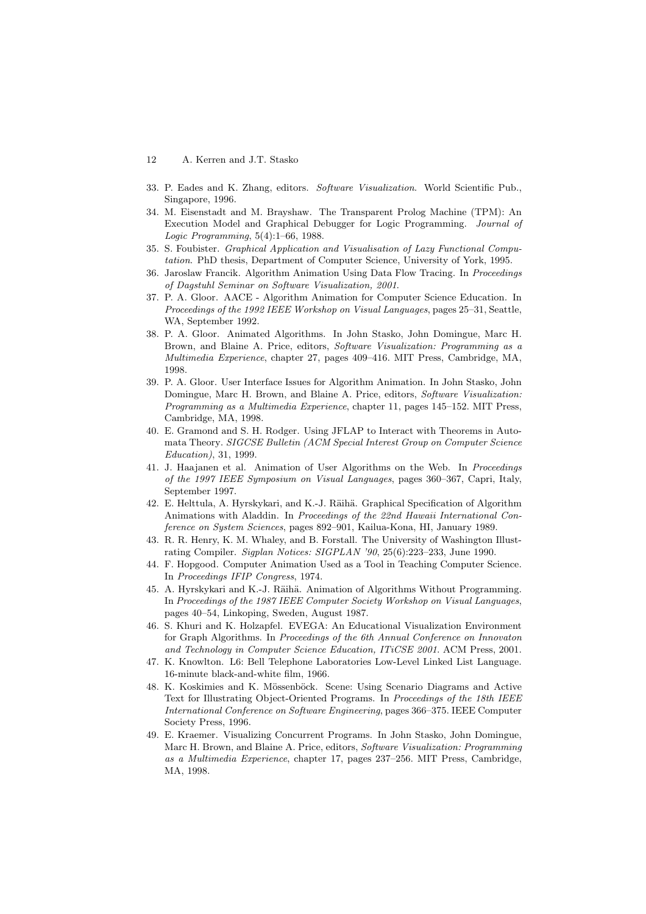33. P. Eades and K. Zhang, editors. *Software Visualization*. World Scientific Pub., Singapore, 1996.
34. M. Eisenstadt and M. Brayshaw. The Transparent Prolog Machine (TPM): An Execution Model and Graphical Debugger for Logic Programming. *Journal of Logic Programming*, 5(4):1–66, 1988.
35. S. Foubister. *Graphical Application and Visualisation of Lazy Functional Computation*. PhD thesis, Department of Computer Science, University of York, 1995.
36. Jaroslaw Francik. Algorithm Animation Using Data Flow Tracing. In *Proceedings of Dagstuhl Seminar on Software Visualization, 2001*.
37. P. A. Gloor. AACE - Algorithm Animation for Computer Science Education. In *Proceedings of the 1992 IEEE Workshop on Visual Languages*, pages 25–31, Seattle, WA, September 1992.
38. P. A. Gloor. Animated Algorithms. In John Stasko, John Domingue, Marc H. Brown, and Blaine A. Price, editors, *Software Visualization: Programming as a Multimedia Experience*, chapter 27, pages 409–416. MIT Press, Cambridge, MA, 1998.
39. P. A. Gloor. User Interface Issues for Algorithm Animation. In John Stasko, John Domingue, Marc H. Brown, and Blaine A. Price, editors, *Software Visualization: Programming as a Multimedia Experience*, chapter 11, pages 145–152. MIT Press, Cambridge, MA, 1998.
40. E. Gramond and S. H. Rodger. Using JFLAP to Interact with Theorems in Automata Theory. *SIGCSE Bulletin (ACM Special Interest Group on Computer Science Education)*, 31, 1999.
41. J. Haajanen et al. Animation of User Algorithms on the Web. In *Proceedings of the 1997 IEEE Symposium on Visual Languages*, pages 360–367, Capri, Italy, September 1997.
42. E. Helttula, A. Hyrskykari, and K.-J. Räihä. Graphical Specification of Algorithm Animations with Aladdin. In *Proceedings of the 22nd Hawaii International Conference on System Sciences*, pages 892–901, Kailua-Kona, HI, January 1989.
43. R. R. Henry, K. M. Whaley, and B. Forstall. The University of Washington Illustrating Compiler. *Sigplan Notices: SIGPLAN '90*, 25(6):223–233, June 1990.
44. F. Hopgood. Computer Animation Used as a Tool in Teaching Computer Science. In *Proceedings IFIP Congress*, 1974.
45. A. Hyrskykari and K.-J. Räihä. Animation of Algorithms Without Programming. In *Proceedings of the 1987 IEEE Computer Society Workshop on Visual Languages*, pages 40–54, Linkoping, Sweden, August 1987.
46. S. Khuri and K. Holzapfel. EVEGA: An Educational Visualization Environment for Graph Algorithms. In *Proceedings of the 6th Annual Conference on Innovaton and Technology in Computer Science Education, ITiCSE 2001*. ACM Press, 2001.
47. K. Knowlton. L6: Bell Telephone Laboratories Low-Level Linked List Language. 16-minute black-and-white film, 1966.
48. K. Koskimies and K. Mössenböck. Scene: Using Scenario Diagrams and Active Text for Illustrating Object-Oriented Programs. In *Proceedings of the 18th IEEE International Conference on Software Engineering*, pages 366–375. IEEE Computer Society Press, 1996.
49. E. Kraemer. Visualizing Concurrent Programs. In John Stasko, John Domingue, Marc H. Brown, and Blaine A. Price, editors, *Software Visualization: Programming as a Multimedia Experience*, chapter 17, pages 237–256. MIT Press, Cambridge, MA, 1998.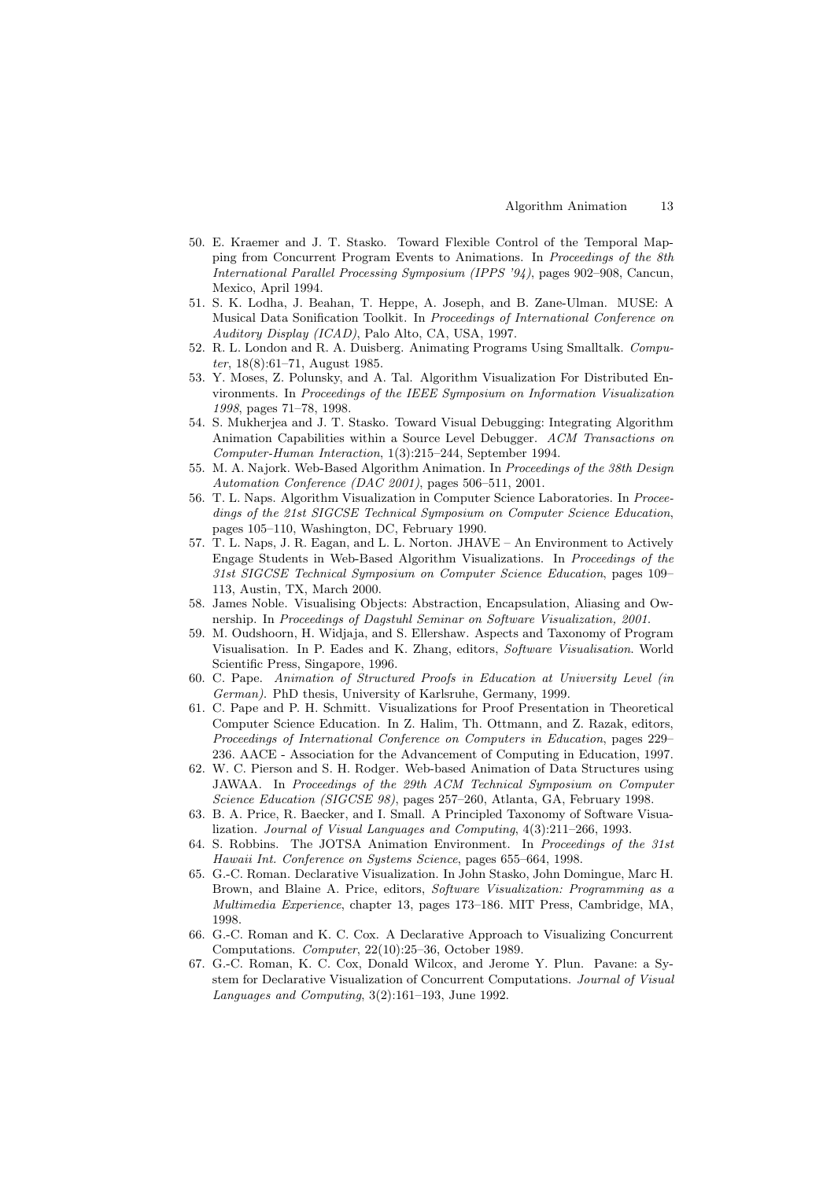50. E. Kraemer and J. T. Stasko. Toward Flexible Control of the Temporal Mapping from Concurrent Program Events to Animations. In *Proceedings of the 8th International Parallel Processing Symposium (IPPS '94)*, pages 902–908, Cancun, Mexico, April 1994.
51. S. K. Lodha, J. Beahan, T. Heppe, A. Joseph, and B. Zane-Ulman. MUSE: A Musical Data Sonification Toolkit. In *Proceedings of International Conference on Auditory Display (ICAD)*, Palo Alto, CA, USA, 1997.
52. R. L. London and R. A. Duisberg. Animating Programs Using Smalltalk. *Computer*, 18(8):61–71, August 1985.
53. Y. Moses, Z. Polunsky, and A. Tal. Algorithm Visualization For Distributed Environments. In *Proceedings of the IEEE Symposium on Information Visualization 1998*, pages 71–78, 1998.
54. S. Mukherjea and J. T. Stasko. Toward Visual Debugging: Integrating Algorithm Animation Capabilities within a Source Level Debugger. *ACM Transactions on Computer-Human Interaction*, 1(3):215–244, September 1994.
55. M. A. Najork. Web-Based Algorithm Animation. In *Proceedings of the 38th Design Automation Conference (DAC 2001)*, pages 506–511, 2001.
56. T. L. Naps. Algorithm Visualization in Computer Science Laboratories. In *Proceedings of the 21st SIGCSE Technical Symposium on Computer Science Education*, pages 105–110, Washington, DC, February 1990.
57. T. L. Naps, J. R. Eagan, and L. L. Norton. JHAVE – An Environment to Actively Engage Students in Web-Based Algorithm Visualizations. In *Proceedings of the 31st SIGCSE Technical Symposium on Computer Science Education*, pages 109–113, Austin, TX, March 2000.
58. James Noble. Visualising Objects: Abstraction, Encapsulation, Aliasing and Ownership. In *Proceedings of Dagstuhl Seminar on Software Visualization, 2001.*
59. M. Oudshoorn, H. Widjaja, and S. Ellershaw. Aspects and Taxonomy of Program Visualisation. In P. Eades and K. Zhang, editors, *Software Visualisation*. World Scientific Press, Singapore, 1996.
60. C. Pape. *Animation of Structured Proofs in Education at University Level (in German)*. PhD thesis, University of Karlsruhe, Germany, 1999.
61. C. Pape and P. H. Schmitt. Visualizations for Proof Presentation in Theoretical Computer Science Education. In Z. Halim, Th. Ottmann, and Z. Razak, editors, *Proceedings of International Conference on Computers in Education*, pages 229–236. AACE - Association for the Advancement of Computing in Education, 1997.
62. W. C. Pierson and S. H. Rodger. Web-based Animation of Data Structures using JAWAA. In *Proceedings of the 29th ACM Technical Symposium on Computer Science Education (SIGCSE 98)*, pages 257–260, Atlanta, GA, February 1998.
63. B. A. Price, R. Baecker, and I. Small. A Principled Taxonomy of Software Visualization. *Journal of Visual Languages and Computing*, 4(3):211–266, 1993.
64. S. Robbins. The JOTSA Animation Environment. In *Proceedings of the 31st Hawaii Int. Conference on Systems Science*, pages 655–664, 1998.
65. G.-C. Roman. Declarative Visualization. In John Stasko, John Domingue, Marc H. Brown, and Blaine A. Price, editors, *Software Visualization: Programming as a Multimedia Experience*, chapter 13, pages 173–186. MIT Press, Cambridge, MA, 1998.
66. G.-C. Roman and K. C. Cox. A Declarative Approach to Visualizing Concurrent Computations. *Computer*, 22(10):25–36, October 1989.
67. G.-C. Roman, K. C. Cox, Donald Wilcox, and Jerome Y. Plun. Pavane: a System for Declarative Visualization of Concurrent Computations. *Journal of Visual Languages and Computing*, 3(2):161–193, June 1992.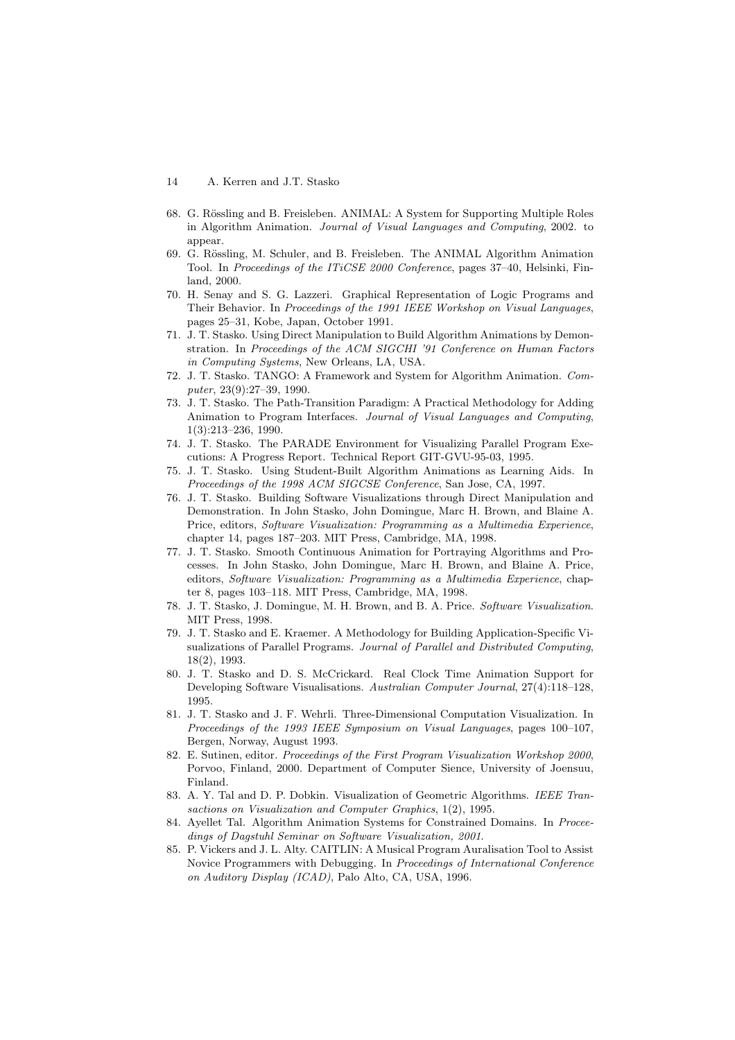68. G. Rössling and B. Freisleben. ANIMAL: A System for Supporting Multiple Roles in Algorithm Animation. *Journal of Visual Languages and Computing*, 2002. to appear.
69. G. Rössling, M. Schuler, and B. Freisleben. The ANIMAL Algorithm Animation Tool. In *Proceedings of the ITiCSE 2000 Conference*, pages 37–40, Helsinki, Finland, 2000.
70. H. Senay and S. G. Lazzeri. Graphical Representation of Logic Programs and Their Behavior. In *Proceedings of the 1991 IEEE Workshop on Visual Languages*, pages 25–31, Kobe, Japan, October 1991.
71. J. T. Stasko. Using Direct Manipulation to Build Algorithm Animations by Demonstration. In *Proceedings of the ACM SIGCHI '91 Conference on Human Factors in Computing Systems*, New Orleans, LA, USA.
72. J. T. Stasko. TANGO: A Framework and System for Algorithm Animation. *Computer*, 23(9):27–39, 1990.
73. J. T. Stasko. The Path-Transition Paradigm: A Practical Methodology for Adding Animation to Program Interfaces. *Journal of Visual Languages and Computing*, 1(3):213–236, 1990.
74. J. T. Stasko. The PARADE Environment for Visualizing Parallel Program Executions: A Progress Report. Technical Report GIT-GVU-95-03, 1995.
75. J. T. Stasko. Using Student-Built Algorithm Animations as Learning Aids. In *Proceedings of the 1998 ACM SIGCSE Conference*, San Jose, CA, 1997.
76. J. T. Stasko. Building Software Visualizations through Direct Manipulation and Demonstration. In John Stasko, John Domingue, Marc H. Brown, and Blaine A. Price, editors, *Software Visualization: Programming as a Multimedia Experience*, chapter 14, pages 187–203. MIT Press, Cambridge, MA, 1998.
77. J. T. Stasko. Smooth Continuous Animation for Portraying Algorithms and Processes. In John Stasko, John Domingue, Marc H. Brown, and Blaine A. Price, editors, *Software Visualization: Programming as a Multimedia Experience*, chapter 8, pages 103–118. MIT Press, Cambridge, MA, 1998.
78. J. T. Stasko, J. Domingue, M. H. Brown, and B. A. Price. *Software Visualization*. MIT Press, 1998.
79. J. T. Stasko and E. Kraemer. A Methodology for Building Application-Specific Visualizations of Parallel Programs. *Journal of Parallel and Distributed Computing*, 18(2), 1993.
80. J. T. Stasko and D. S. McCrickard. Real Clock Time Animation Support for Developing Software Visualisations. *Australian Computer Journal*, 27(4):118–128, 1995.
81. J. T. Stasko and J. F. Wehrli. Three-Dimensional Computation Visualization. In *Proceedings of the 1993 IEEE Symposium on Visual Languages*, pages 100–107, Bergen, Norway, August 1993.
82. E. Sutinen, editor. *Proceedings of the First Program Visualization Workshop 2000*, Porvoo, Finland, 2000. Department of Computer Sience, University of Joensuu, Finland.
83. A. Y. Tal and D. P. Dobkin. Visualization of Geometric Algorithms. *IEEE Transactions on Visualization and Computer Graphics*, 1(2), 1995.
84. Ayellet Tal. Algorithm Animation Systems for Constrained Domains. In *Proceedings of Dagstuhl Seminar on Software Visualization, 2001.*
85. P. Vickers and J. L. Alty. CAITLIN: A Musical Program Auralisation Tool to Assist Novice Programmers with Debugging. In *Proceedings of International Conference on Auditory Display (ICAD)*, Palo Alto, CA, USA, 1996.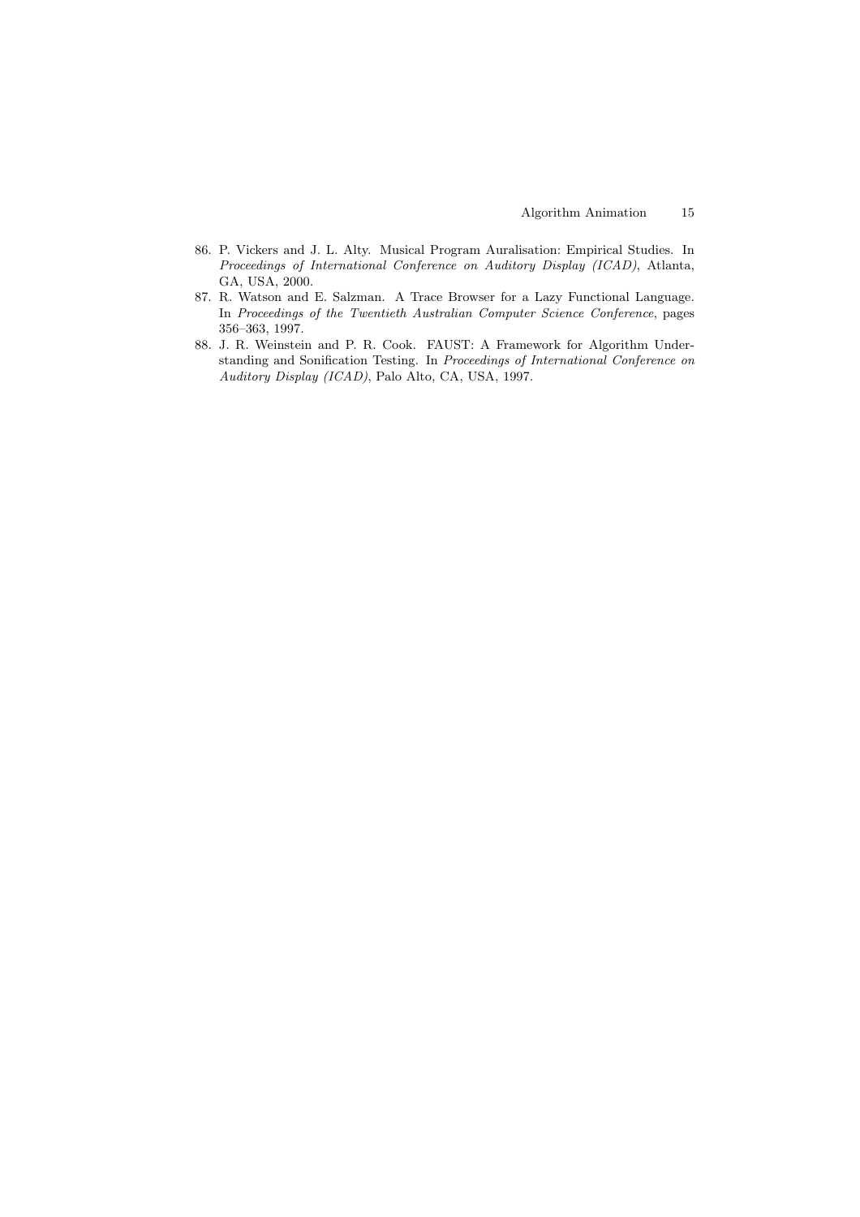86. P. Vickers and J. L. Alty. Musical Program Auralisation: Empirical Studies. In *Proceedings of International Conference on Auditory Display (ICAD)*, Atlanta, GA, USA, 2000.
87. R. Watson and E. Salzman. A Trace Browser for a Lazy Functional Language. In *Proceedings of the Twentieth Australian Computer Science Conference*, pages 356–363, 1997.
88. J. R. Weinstein and P. R. Cook. FAUST: A Framework for Algorithm Understanding and Sonification Testing. In *Proceedings of International Conference on Auditory Display (ICAD)*, Palo Alto, CA, USA, 1997.